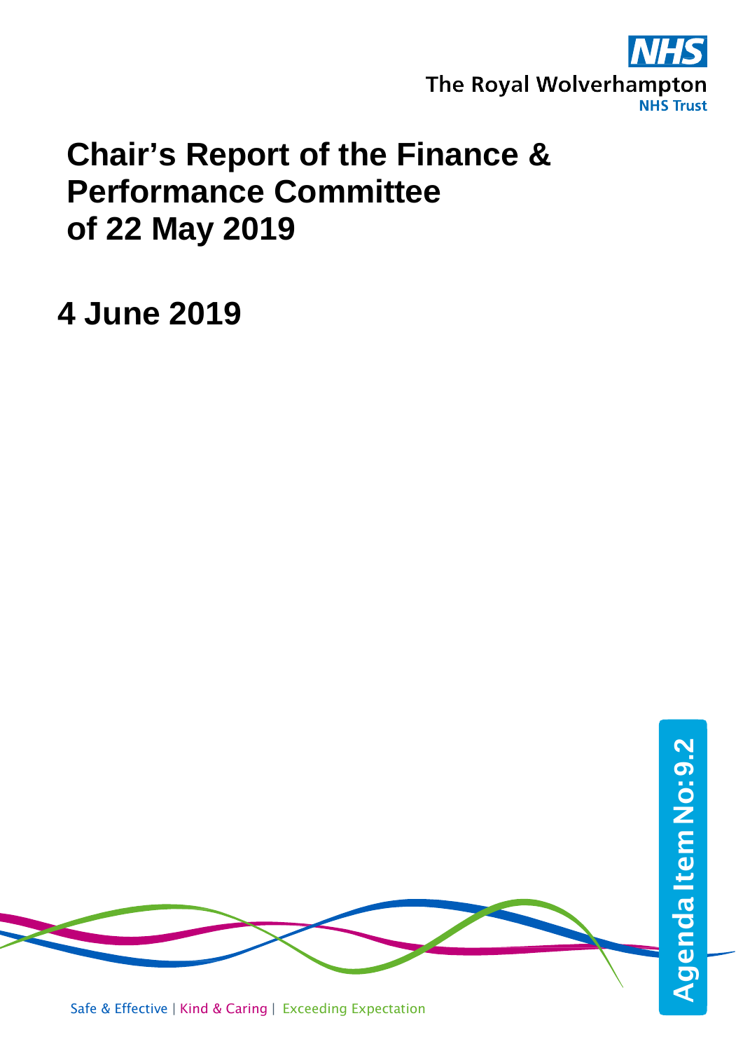The Royal Wolverhampton NHS Trust

# Chair's Report of the Finance & Performance Committee of 22 May 2019

## 4 June 2019

Agenda Item No: 9.2

Safe & Effective | Kind & Caring | Exceeding Expectation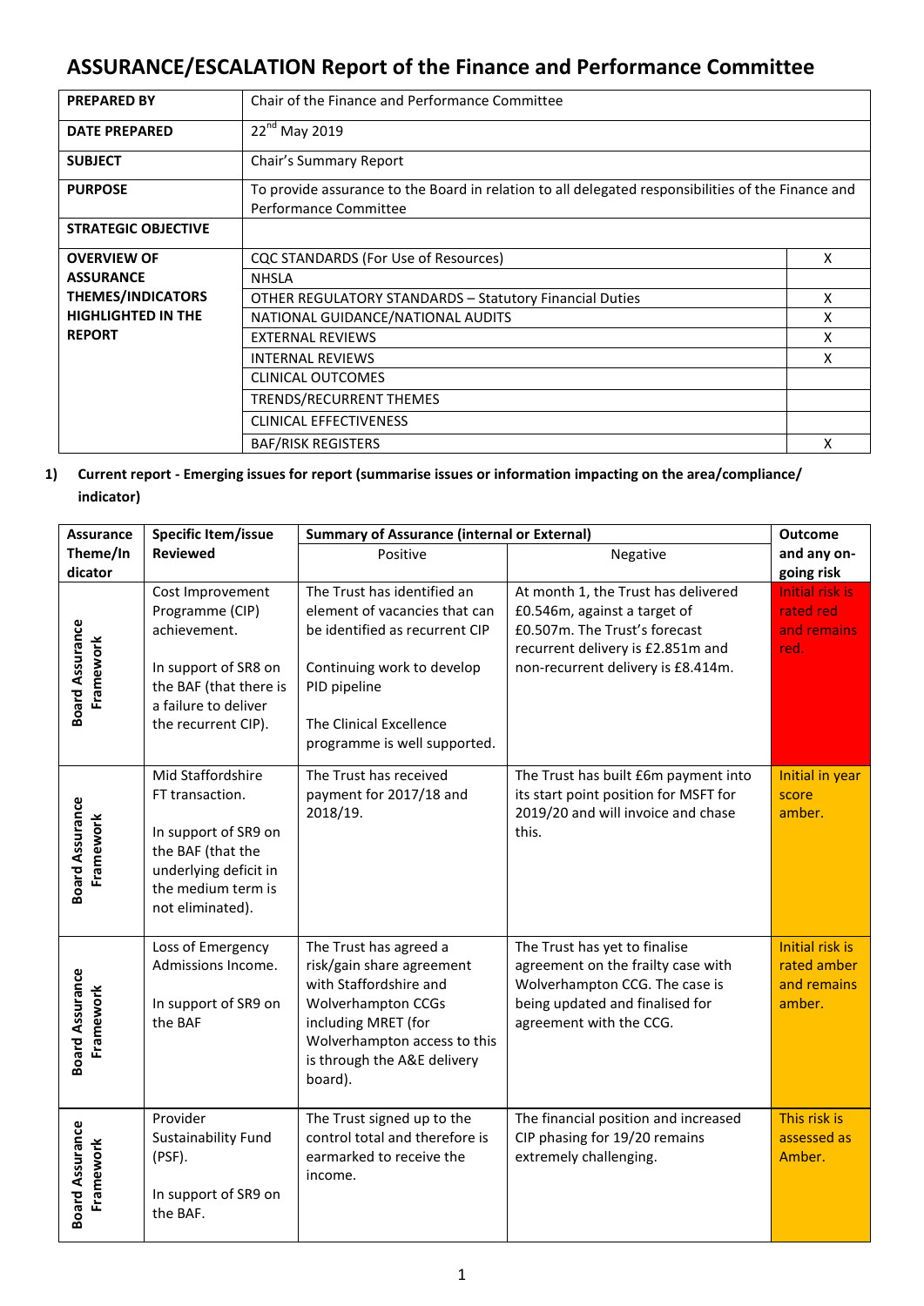# ASSURANCE/ESCALATION Report of the Finance and Performance Committee

| | | |
|---|---|---|
| **PREPARED BY** | Chair of the Finance and Performance Committee | |
| **DATE PREPARED** | 22nd May 2019 | |
| **SUBJECT** | Chair's Summary Report | |
| **PURPOSE** | To provide assurance to the Board in relation to all delegated responsibilities of the Finance and Performance Committee | |
| **STRATEGIC OBJECTIVE** | | |
| **OVERVIEW OF ASSURANCE THEMES/INDICATORS HIGHLIGHTED IN THE REPORT** | CQC STANDARDS (For Use of Resources) | X |
| | NHSLA | |
| | OTHER REGULATORY STANDARDS – Statutory Financial Duties | X |
| | NATIONAL GUIDANCE/NATIONAL AUDITS | X |
| | EXTERNAL REVIEWS | X |
| | INTERNAL REVIEWS | X |
| | CLINICAL OUTCOMES | |
| | TRENDS/RECURRENT THEMES | |
| | CLINICAL EFFECTIVENESS | |
| | BAF/RISK REGISTERS | X |

**1) Current report - Emerging issues for report (summarise issues or information impacting on the area/compliance/ indicator)**

| Assurance Theme/Indicator | Specific Item/issue Reviewed | Summary of Assurance (internal or External) | | Outcome and any on-going risk |
|---|---|---|---|---|
| | | Positive | Negative | |
| Board Assurance Framework | Cost Improvement Programme (CIP) achievement.<br><br>In support of SR8 on the BAF (that there is a failure to deliver the recurrent CIP). | The Trust has identified an element of vacancies that can be identified as recurrent CIP<br><br>Continuing work to develop PID pipeline<br><br>The Clinical Excellence programme is well supported. | At month 1, the Trust has delivered £0.546m, against a target of £0.507m. The Trust's forecast recurrent delivery is £2.851m and non-recurrent delivery is £8.414m. | Initial risk is rated red and remains red. |
| Board Assurance Framework | Mid Staffordshire FT transaction.<br><br>In support of SR9 on the BAF (that the underlying deficit in the medium term is not eliminated). | The Trust has received payment for 2017/18 and 2018/19. | The Trust has built £6m payment into its start point position for MSFT for 2019/20 and will invoice and chase this. | Initial in year score amber. |
| Board Assurance Framework | Loss of Emergency Admissions Income.<br><br>In support of SR9 on the BAF | The Trust has agreed a risk/gain share agreement with Staffordshire and Wolverhampton CCGs including MRET (for Wolverhampton access to this is through the A&E delivery board). | The Trust has yet to finalise agreement on the frailty case with Wolverhampton CCG. The case is being updated and finalised for agreement with the CCG. | Initial risk is rated amber and remains amber. |
| Board Assurance Framework | Provider Sustainability Fund (PSF).<br><br>In support of SR9 on the BAF. | The Trust signed up to the control total and therefore is earmarked to receive the income. | The financial position and increased CIP phasing for 19/20 remains extremely challenging. | This risk is assessed as Amber. |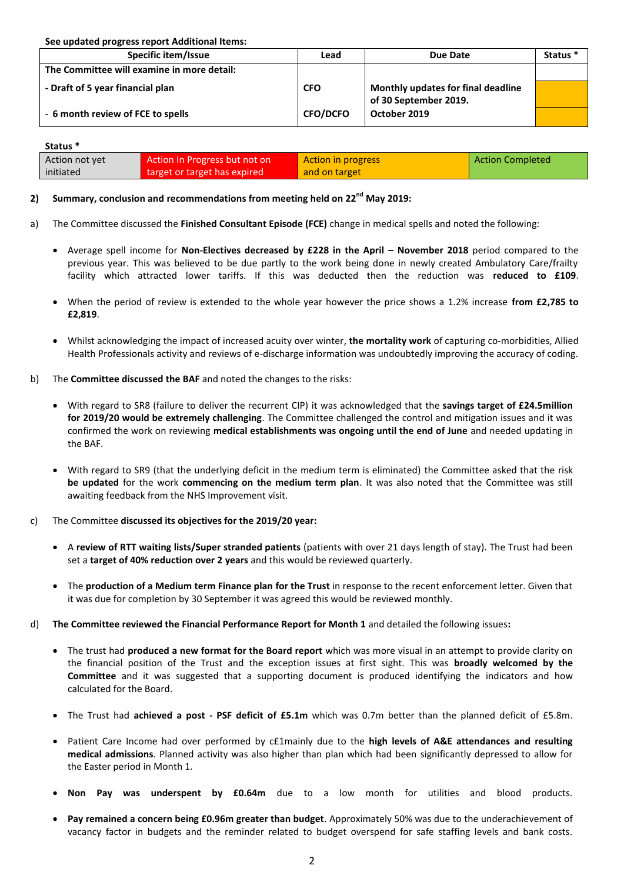**See updated progress report Additional Items:**

| Specific item/Issue | Lead | Due Date | Status * |
|---|---|---|---|
| **The Committee will examine in more detail:** | | | |
| **- Draft of 5 year financial plan** | **CFO** | **Monthly updates for final deadline of 30 September 2019.** | |
| - **6 month review of FCE to spells** | **CFO/DCFO** | **October 2019** | |

**Status ***

| Action not yet initiated | Action In Progress but not on target or target has expired | Action in progress and on target | Action Completed |
|---|---|---|---|

## 2) Summary, conclusion and recommendations from meeting held on 22nd May 2019:

a) The Committee discussed the **Finished Consultant Episode (FCE)** change in medical spells and noted the following:

- Average spell income for **Non-Electives decreased by £228 in the April – November 2018** period compared to the previous year. This was believed to be due partly to the work being done in newly created Ambulatory Care/frailty facility which attracted lower tariffs. If this was deducted then the reduction was **reduced to £109**.
- When the period of review is extended to the whole year however the price shows a 1.2% increase **from £2,785 to £2,819**.
- Whilst acknowledging the impact of increased acuity over winter, **the mortality work** of capturing co-morbidities, Allied Health Professionals activity and reviews of e-discharge information was undoubtedly improving the accuracy of coding.

b) The **Committee discussed the BAF** and noted the changes to the risks:

- With regard to SR8 (failure to deliver the recurrent CIP) it was acknowledged that the **savings target of £24.5million for 2019/20 would be extremely challenging**. The Committee challenged the control and mitigation issues and it was confirmed the work on reviewing **medical establishments was ongoing until the end of June** and needed updating in the BAF.
- With regard to SR9 (that the underlying deficit in the medium term is eliminated) the Committee asked that the risk **be updated** for the work **commencing on the medium term plan**. It was also noted that the Committee was still awaiting feedback from the NHS Improvement visit.

c) The Committee **discussed its objectives for the 2019/20 year:**

- A **review of RTT waiting lists/Super stranded patients** (patients with over 21 days length of stay). The Trust had been set a **target of 40% reduction over 2 years** and this would be reviewed quarterly.
- The **production of a Medium term Finance plan for the Trust** in response to the recent enforcement letter. Given that it was due for completion by 30 September it was agreed this would be reviewed monthly.

d) **The Committee reviewed the Financial Performance Report for Month 1** and detailed the following issues**:**

- The trust had **produced a new format for the Board report** which was more visual in an attempt to provide clarity on the financial position of the Trust and the exception issues at first sight. This was **broadly welcomed by the Committee** and it was suggested that a supporting document is produced identifying the indicators and how calculated for the Board.
- The Trust had **achieved a post - PSF deficit of £5.1m** which was 0.7m better than the planned deficit of £5.8m.
- Patient Care Income had over performed by c£1mainly due to the **high levels of A&E attendances and resulting medical admissions**. Planned activity was also higher than plan which had been significantly depressed to allow for the Easter period in Month 1.
- **Non Pay was underspent by £0.64m** due to a low month for utilities and blood products.
- **Pay remained a concern being £0.96m greater than budget**. Approximately 50% was due to the underachievement of vacancy factor in budgets and the reminder related to budget overspend for safe staffing levels and bank costs.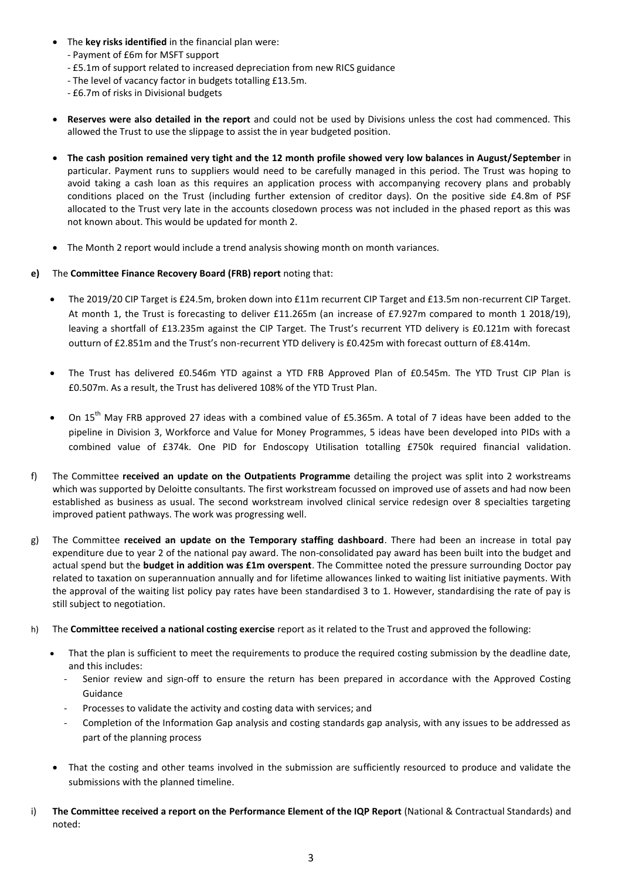- The **key risks identified** in the financial plan were:
  - Payment of £6m for MSFT support
  - £5.1m of support related to increased depreciation from new RICS guidance
  - The level of vacancy factor in budgets totalling £13.5m.
  - £6.7m of risks in Divisional budgets

- **Reserves were also detailed in the report** and could not be used by Divisions unless the cost had commenced. This allowed the Trust to use the slippage to assist the in year budgeted position.

- **The cash position remained very tight and the 12 month profile showed very low balances in August/September** in particular. Payment runs to suppliers would need to be carefully managed in this period. The Trust was hoping to avoid taking a cash loan as this requires an application process with accompanying recovery plans and probably conditions placed on the Trust (including further extension of creditor days). On the positive side £4.8m of PSF allocated to the Trust very late in the accounts closedown process was not included in the phased report as this was not known about. This would be updated for month 2.

- The Month 2 report would include a trend analysis showing month on month variances.

**e)** The **Committee Finance Recovery Board (FRB) report** noting that:

- The 2019/20 CIP Target is £24.5m, broken down into £11m recurrent CIP Target and £13.5m non-recurrent CIP Target. At month 1, the Trust is forecasting to deliver £11.265m (an increase of £7.927m compared to month 1 2018/19), leaving a shortfall of £13.235m against the CIP Target. The Trust's recurrent YTD delivery is £0.121m with forecast outturn of £2.851m and the Trust's non-recurrent YTD delivery is £0.425m with forecast outturn of £8.414m.

- The Trust has delivered £0.546m YTD against a YTD FRB Approved Plan of £0.545m. The YTD Trust CIP Plan is £0.507m. As a result, the Trust has delivered 108% of the YTD Trust Plan.

- On 15th May FRB approved 27 ideas with a combined value of £5.365m. A total of 7 ideas have been added to the pipeline in Division 3, Workforce and Value for Money Programmes, 5 ideas have been developed into PIDs with a combined value of £374k. One PID for Endoscopy Utilisation totalling £750k required financial validation.

f) The Committee **received an update on the Outpatients Programme** detailing the project was split into 2 workstreams which was supported by Deloitte consultants. The first workstream focussed on improved use of assets and had now been established as business as usual. The second workstream involved clinical service redesign over 8 specialties targeting improved patient pathways. The work was progressing well.

g) The Committee **received an update on the Temporary staffing dashboard**. There had been an increase in total pay expenditure due to year 2 of the national pay award. The non-consolidated pay award has been built into the budget and actual spend but the **budget in addition was £1m overspent**. The Committee noted the pressure surrounding Doctor pay related to taxation on superannuation annually and for lifetime allowances linked to waiting list initiative payments. With the approval of the waiting list policy pay rates have been standardised 3 to 1. However, standardising the rate of pay is still subject to negotiation.

h) The **Committee received a national costing exercise** report as it related to the Trust and approved the following:

- That the plan is sufficient to meet the requirements to produce the required costing submission by the deadline date, and this includes:
  - Senior review and sign-off to ensure the return has been prepared in accordance with the Approved Costing Guidance
  - Processes to validate the activity and costing data with services; and
  - Completion of the Information Gap analysis and costing standards gap analysis, with any issues to be addressed as part of the planning process

- That the costing and other teams involved in the submission are sufficiently resourced to produce and validate the submissions with the planned timeline.

i) **The Committee received a report on the Performance Element of the IQP Report** (National & Contractual Standards) and noted: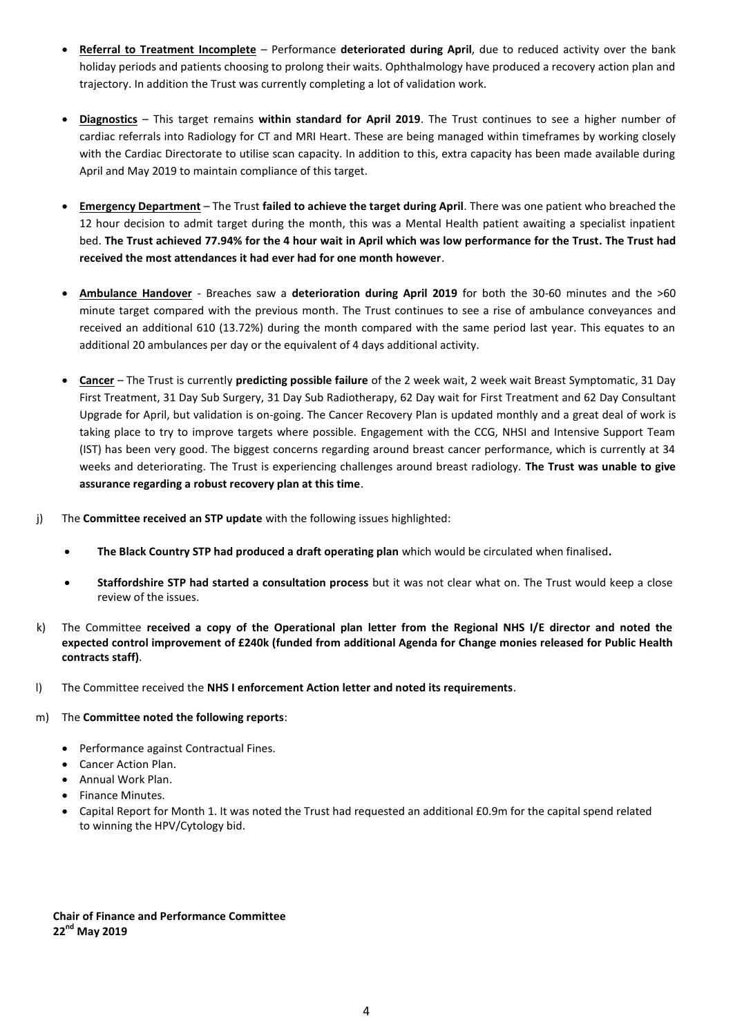- **Referral to Treatment Incomplete** – Performance **deteriorated during April**, due to reduced activity over the bank holiday periods and patients choosing to prolong their waits. Ophthalmology have produced a recovery action plan and trajectory. In addition the Trust was currently completing a lot of validation work.

- **Diagnostics** – This target remains **within standard for April 2019**. The Trust continues to see a higher number of cardiac referrals into Radiology for CT and MRI Heart. These are being managed within timeframes by working closely with the Cardiac Directorate to utilise scan capacity. In addition to this, extra capacity has been made available during April and May 2019 to maintain compliance of this target.

- **Emergency Department** – The Trust **failed to achieve the target during April**. There was one patient who breached the 12 hour decision to admit target during the month, this was a Mental Health patient awaiting a specialist inpatient bed. **The Trust achieved 77.94% for the 4 hour wait in April which was low performance for the Trust. The Trust had received the most attendances it had ever had for one month however**.

- **Ambulance Handover** - Breaches saw a **deterioration during April 2019** for both the 30-60 minutes and the >60 minute target compared with the previous month. The Trust continues to see a rise of ambulance conveyances and received an additional 610 (13.72%) during the month compared with the same period last year. This equates to an additional 20 ambulances per day or the equivalent of 4 days additional activity.

- **Cancer** – The Trust is currently **predicting possible failure** of the 2 week wait, 2 week wait Breast Symptomatic, 31 Day First Treatment, 31 Day Sub Surgery, 31 Day Sub Radiotherapy, 62 Day wait for First Treatment and 62 Day Consultant Upgrade for April, but validation is on-going. The Cancer Recovery Plan is updated monthly and a great deal of work is taking place to try to improve targets where possible. Engagement with the CCG, NHSI and Intensive Support Team (IST) has been very good. The biggest concerns regarding around breast cancer performance, which is currently at 34 weeks and deteriorating. The Trust is experiencing challenges around breast radiology. **The Trust was unable to give assurance regarding a robust recovery plan at this time**.

j) The **Committee received an STP update** with the following issues highlighted:

- **The Black Country STP had produced a draft operating plan** which would be circulated when finalised**.**
- **Staffordshire STP had started a consultation process** but it was not clear what on. The Trust would keep a close review of the issues.

k) The Committee **received a copy of the Operational plan letter from the Regional NHS I/E director and noted the expected control improvement of £240k (funded from additional Agenda for Change monies released for Public Health contracts staff)**.

l) The Committee received the **NHS I enforcement Action letter and noted its requirements**.

m) The **Committee noted the following reports**:

- Performance against Contractual Fines.
- Cancer Action Plan.
- Annual Work Plan.
- Finance Minutes.
- Capital Report for Month 1. It was noted the Trust had requested an additional £0.9m for the capital spend related to winning the HPV/Cytology bid.

**Chair of Finance and Performance Committee**
**22nd May 2019**